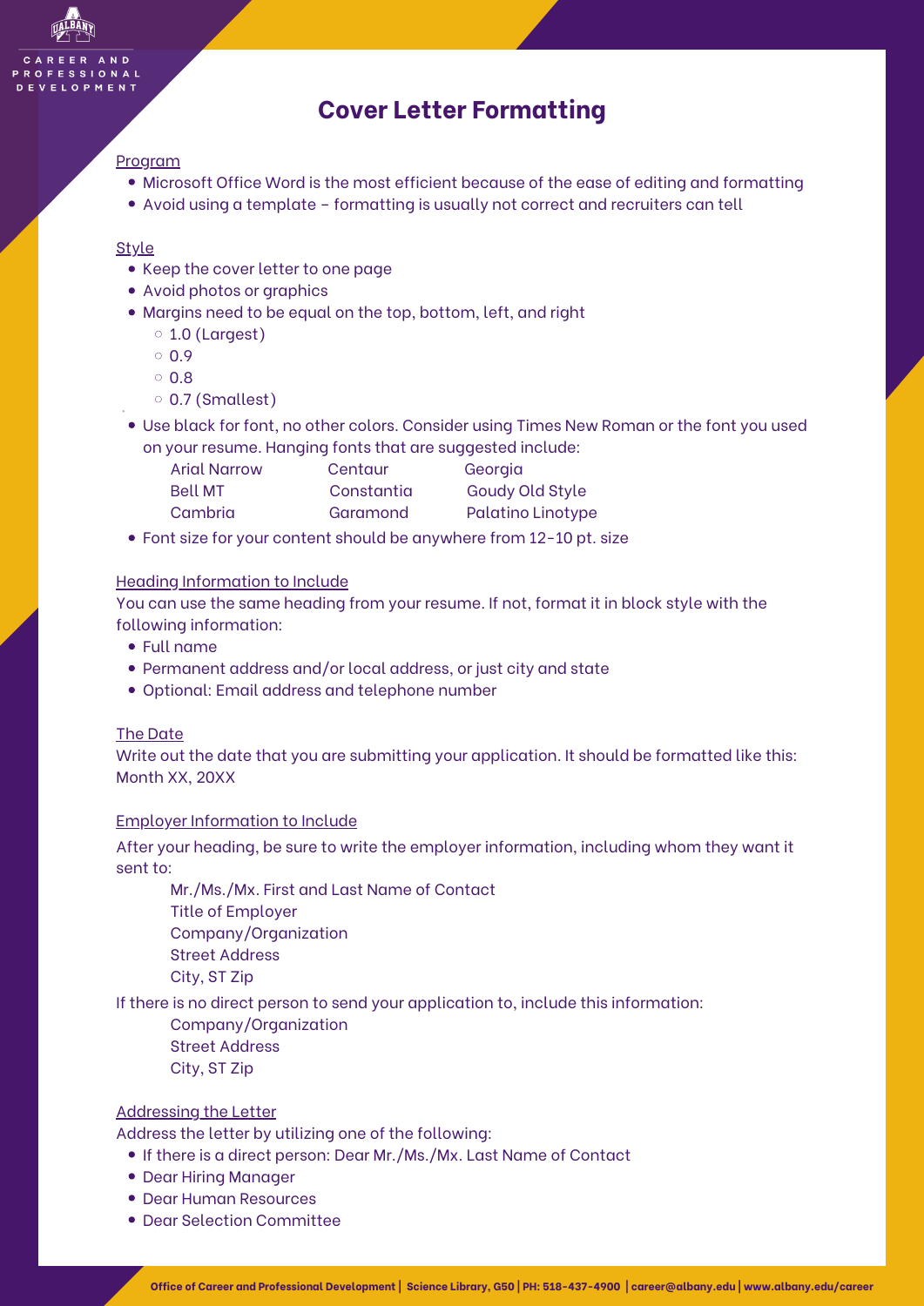# Cover Letter Formatting

Program

- Microsoft Office Word is the most efficient because of the ease of editing and formatting
- Avoid using a template – formatting is usually not correct and recruiters can tell

Style

- Keep the cover letter to one page
- Avoid photos or graphics
- Margins need to be equal on the top, bottom, left, and right
    - 1.0 (Largest)
    - 0.9
    - 0.8
    - 0.7 (Smallest)
- Use black for font, no other colors. Consider using Times New Roman or the font you used on your resume. Hanging fonts that are suggested include:

| | | |
|---|---|---|
| Arial Narrow | Centaur | Georgia |
| Bell MT | Constantia | Goudy Old Style |
| Cambria | Garamond | Palatino Linotype |

- Font size for your content should be anywhere from 12-10 pt. size

Heading Information to Include

You can use the same heading from your resume. If not, format it in block style with the following information:

- Full name
- Permanent address and/or local address, or just city and state
- Optional: Email address and telephone number

The Date

Write out the date that you are submitting your application. It should be formatted like this: Month XX, 20XX

Employer Information to Include

After your heading, be sure to write the employer information, including whom they want it sent to:

Mr./Ms./Mx. First and Last Name of Contact
Title of Employer
Company/Organization
Street Address
City, ST Zip

If there is no direct person to send your application to, include this information:

Company/Organization
Street Address
City, ST Zip

Addressing the Letter

Address the letter by utilizing one of the following:

- If there is a direct person: Dear Mr./Ms./Mx. Last Name of Contact
- Dear Hiring Manager
- Dear Human Resources
- Dear Selection Committee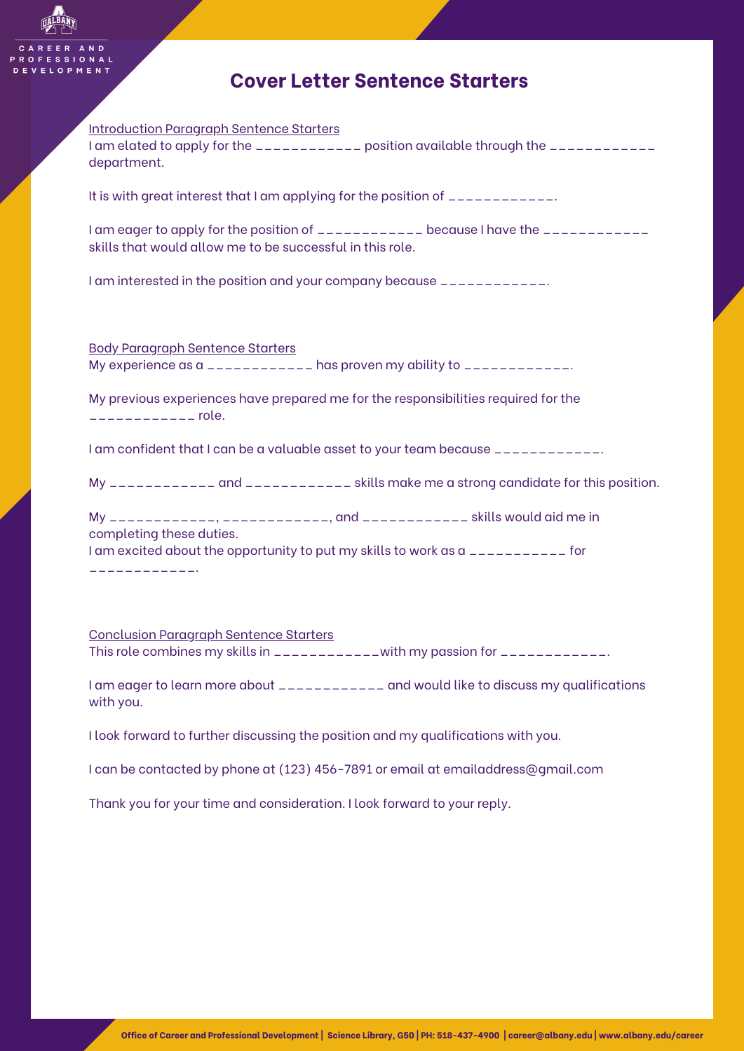# Cover Letter Sentence Starters

Introduction Paragraph Sentence Starters

I am elated to apply for the ____________ position available through the ____________ department.

It is with great interest that I am applying for the position of ____________.

I am eager to apply for the position of ____________ because I have the ____________ skills that would allow me to be successful in this role.

I am interested in the position and your company because ____________.

Body Paragraph Sentence Starters

My experience as a ____________ has proven my ability to ____________.

My previous experiences have prepared me for the responsibilities required for the ____________ role.

I am confident that I can be a valuable asset to your team because ____________.

My ____________ and ____________ skills make me a strong candidate for this position.

My ____________, ____________, and ____________ skills would aid me in completing these duties.

I am excited about the opportunity to put my skills to work as a ___________ for ____________.

Conclusion Paragraph Sentence Starters

This role combines my skills in ____________with my passion for ____________.

I am eager to learn more about ____________ and would like to discuss my qualifications with you.

I look forward to further discussing the position and my qualifications with you.

I can be contacted by phone at (123) 456-7891 or email at emailaddress@gmail.com

Thank you for your time and consideration. I look forward to your reply.